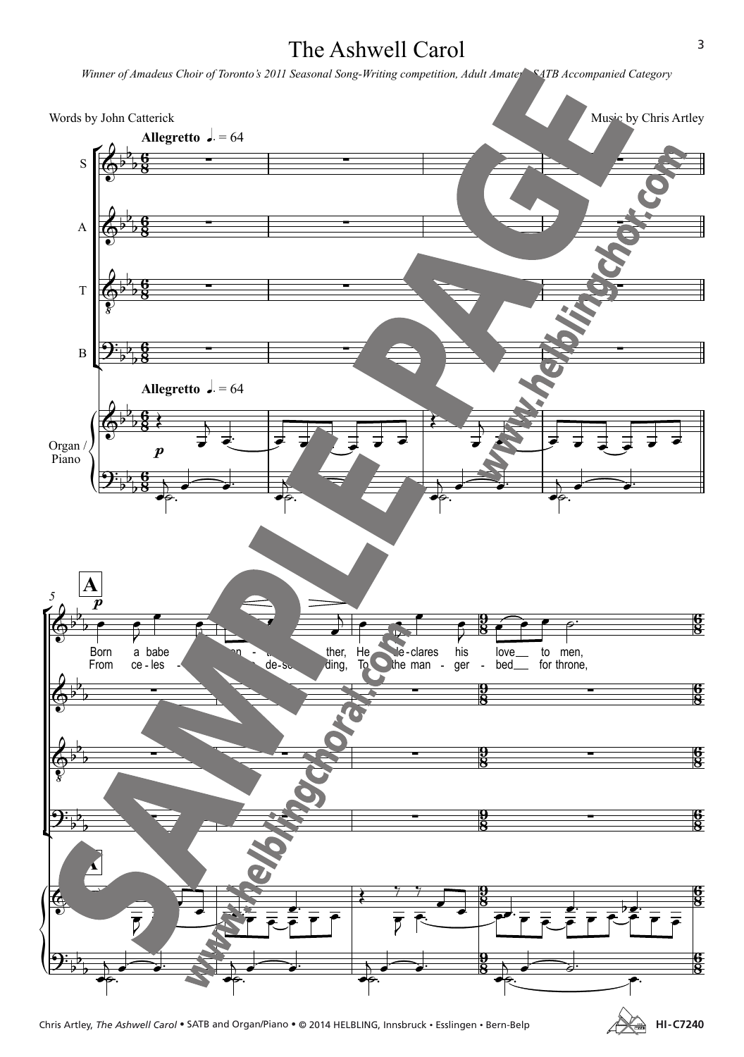# The Ashwell Carol

*Winner of Amadeus Choir of Toronto's 2011 Seasonal Song-Writing competition, Adult Amateur SATB Accompanied Category*

Words by John Catterick

Music by Chris Artley

Allegretto ♩. = 64

S
A
T
B

Organ / Piano

A

Born a babe ... ther, He de-clares his love to men,

From ce-les- ... de-scending, To the man-ger-bed for throne,

Chris Artley, *The Ashwell Carol* • SATB and Organ/Piano • © 2014 HELBLING, Innsbruck • Esslingen • Bern-Belp

HI-C7240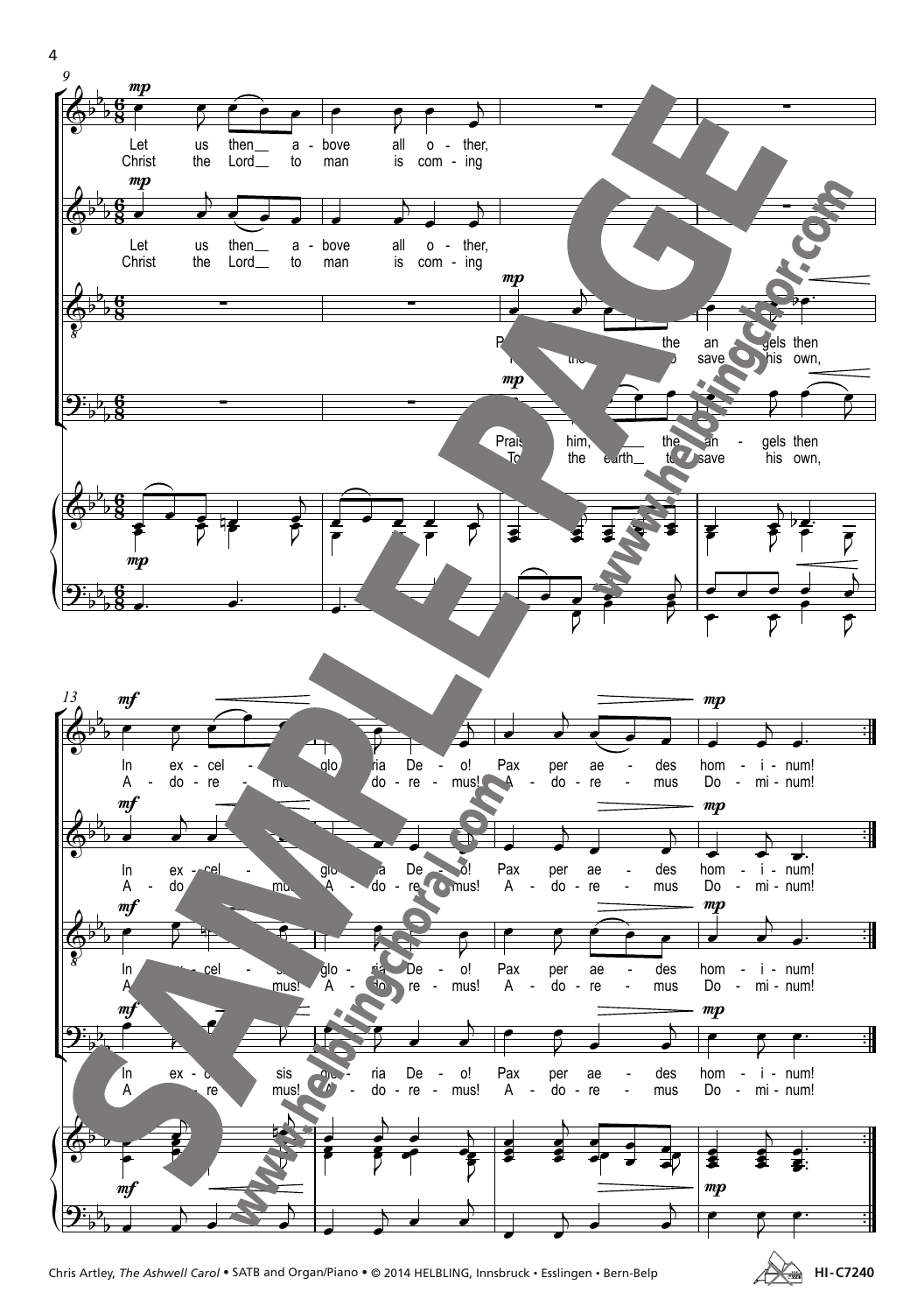Let us then above all other,
Christ the Lord to man is coming

Praise him, the angels then
To the earth to save his own,

In excelsis gloria Deo! Pax per aedes hominum!
Adoremus! Adoremus! Adoremus Dominum!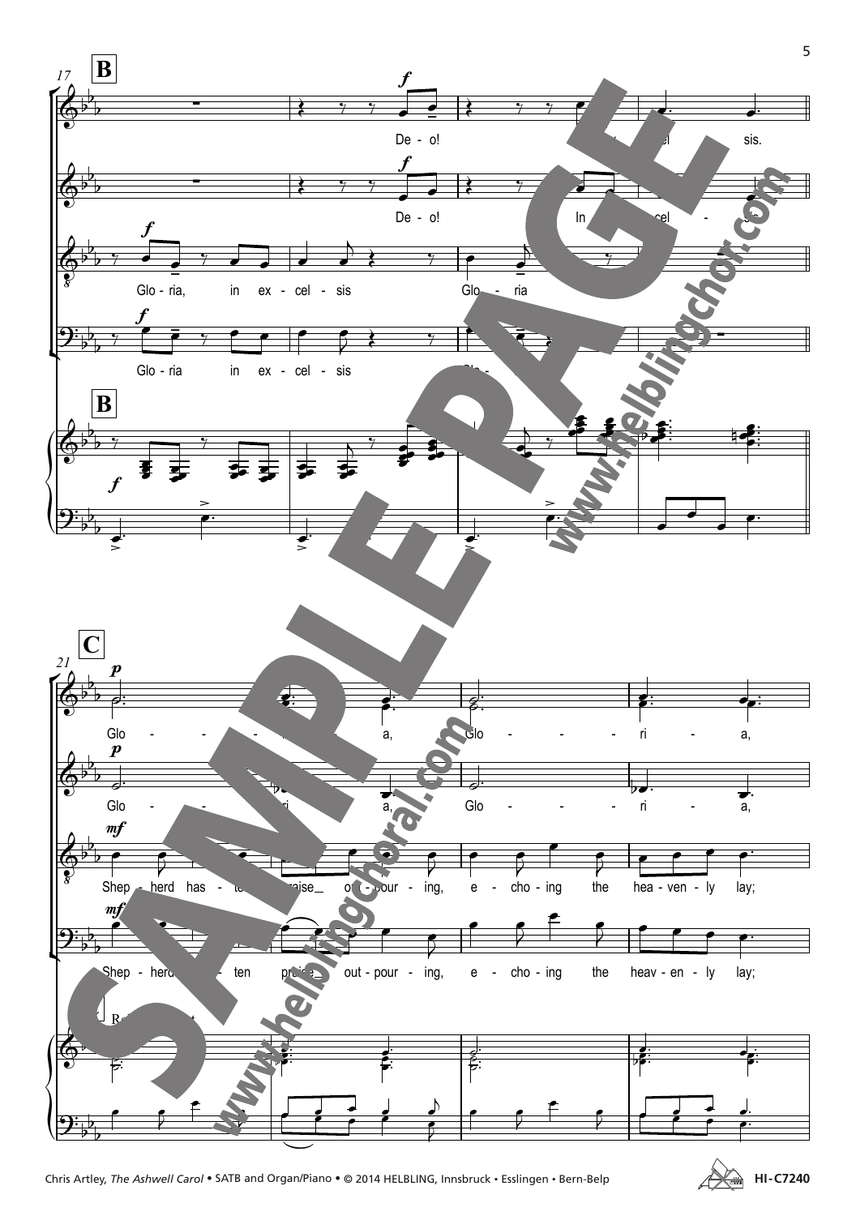**B**

Soprano: De - o! ... cel - sis.

Alto: De - o! In ... cel - sis.

Tenor: Glo - ria, in ex - cel - sis Glo - ria

Bass: Glo - ria in ex - cel - sis Glo - ria

**C**

Soprano: Glo - ri - a, Glo - ri - a,

Alto: Glo - ri - a, Glo - ri - a,

Tenor: Shep - herd has - ten praise out - pour - ing, e - cho - ing the hea - ven - ly lay;

Bass: Shep - herd has - ten praise out - pour - ing, e - cho - ing the heav - en - ly lay;

Chris Artley, *The Ashwell Carol* • SATB and Organ/Piano • © 2014 HELBLING, Innsbruck • Esslingen • Bern-Belp

HI-C7240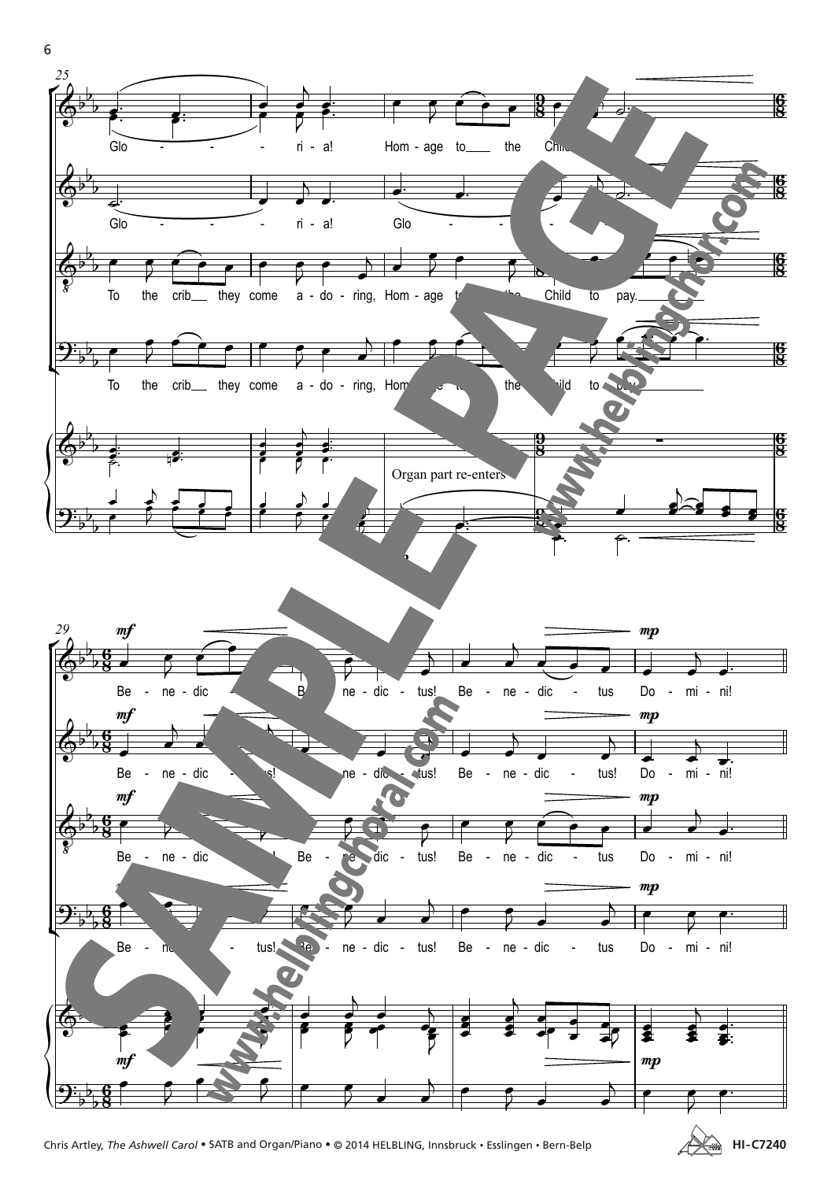25

Glo - - - ri - a! Hom - age to the Child

Glo - - - ri - a! Glo - - -

To the crib they come a - do - ring, Hom - age to the Child to pay.

To the crib they come a - do - ring, Hom - age to the Child to pay.

Organ part re-enters

29

*mf*

Be - ne - dic - tus! Be - ne - dic - tus! Be - ne - dic - tus Do - mi - ni!

*mp*

Be - ne - dic - tus! Be - ne - dic - tus! Be - ne - dic - tus! Do - mi - ni!

Be - ne - dic - tus! Be - ne - dic - tus! Be - ne - dic - tus Do - mi - ni!

Be - ne - dic - tus! Be - ne - dic - tus! Be - ne - dic - tus Do - mi - ni!

SAMPLE PAGE

www.helblingchoral.com

www.helblingchor.com

Chris Artley, *The Ashwell Carol* • SATB and Organ/Piano • © 2014 HELBLING, Innsbruck • Esslingen • Bern-Belp

HI-C7240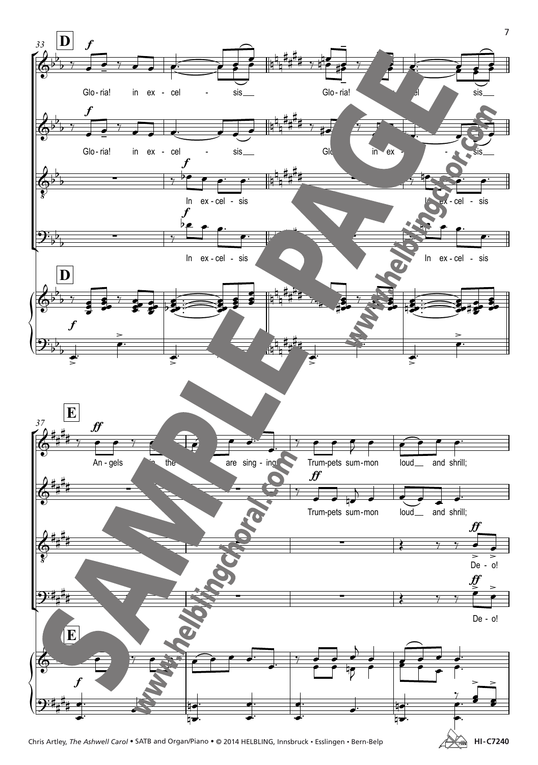**D**

Glo-ria! in ex-cel - sis Glo-ria! in ex-cel - sis

Glo-ria! in ex-cel - sis Glo-ria! in ex - - sis

In ex-cel-sis In ex-cel-sis

In ex-cel-sis In ex-cel-sis

**E**

An-gels in the are sing-ing Trum-pets sum-mon loud and shrill;

Trum-pets sum-mon loud and shrill;

De-o!

De-o!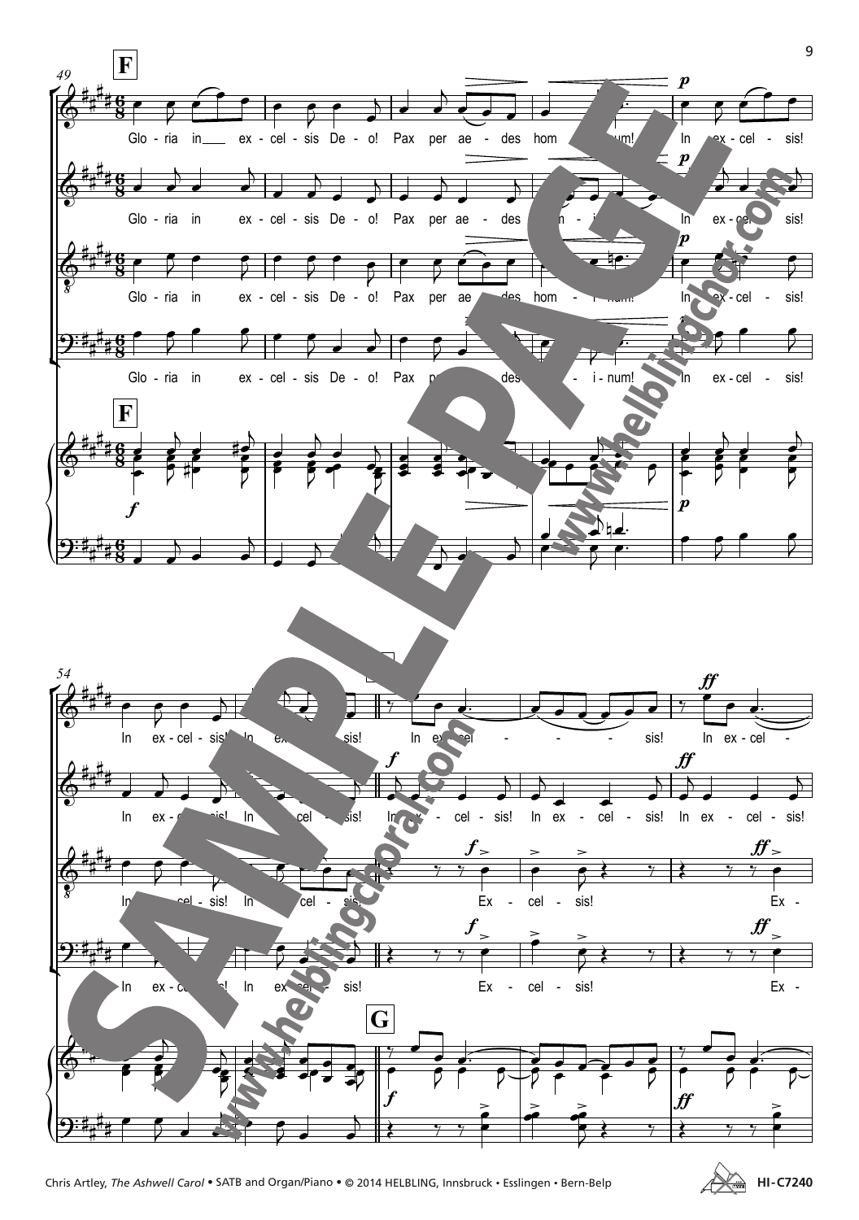**F**

Glo - ria in ex - cel - sis De - o! Pax per ae - des hom - i - num! In ex - cel - sis!

In ex - cel - sis! In ex - cel - sis!

**G**

Soprano: In ex - cel - sis! In ex - cel -

Alto: In ex - cel - sis! In ex - cel - sis! In ex - cel - sis!

Tenor, Bass: Ex - cel - sis! Ex -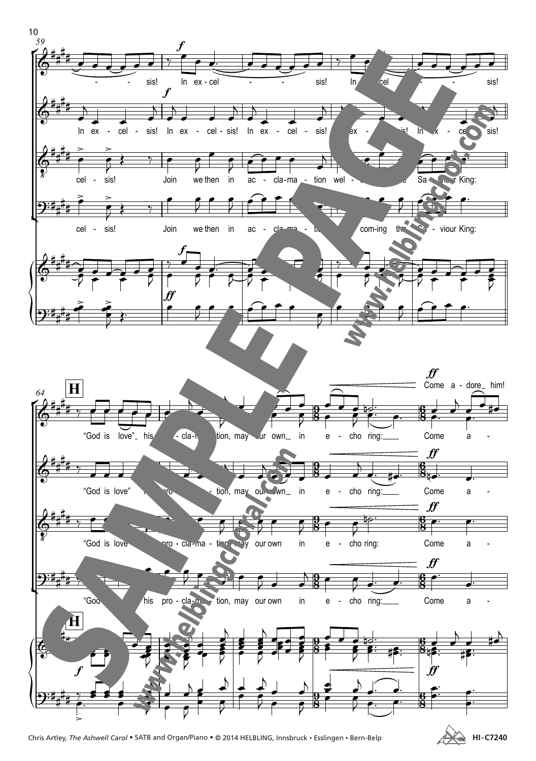59

S: sis! In ex - cel - sis! In ex - cel - sis!

A: In ex - cel - sis! In ex - cel - sis! In ex - cel - sis! In ex - cel - sis! In ex - cel - sis!

T: cel - sis! Join we then in ac - cla - ma - tion wel - com - ing the Sa - viour King:

B: cel - sis! Join we then in ac - cla - ma - tion wel - com - ing the Sa - viour King:

64 **H**

S: "God is love" his pro - cla - ma - tion, may our own in e - cho ring: Come a - dore him!

A: "God is love" his pro - cla - ma - tion, may our own in e - cho ring: Come a -

T: "God is love" his pro - cla - ma - tion, may our own in e - cho ring: Come a -

B: "God is love" his pro - cla - ma - tion, may our own in e - cho ring: Come a -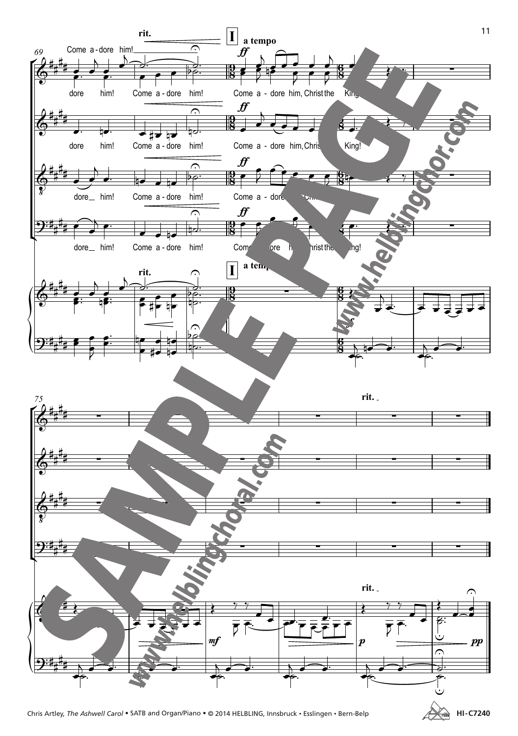rit.

**I** a tempo

Come a-dore him!

dore him! Come a-dore him! Come a-dore him, Christ the King!

dore him! Come a-dore him! Come a-dore him, Christ the King!

dore him! Come a-dore him! Come a-dore him, Christ the King!

dore him! Come a-dore him! Come a-dore him, Christ the King!

rit.

Chris Artley, *The Ashwell Carol* • SATB and Organ/Piano • © 2014 HELBLING, Innsbruck • Esslingen • Bern-Belp

HI-C7240